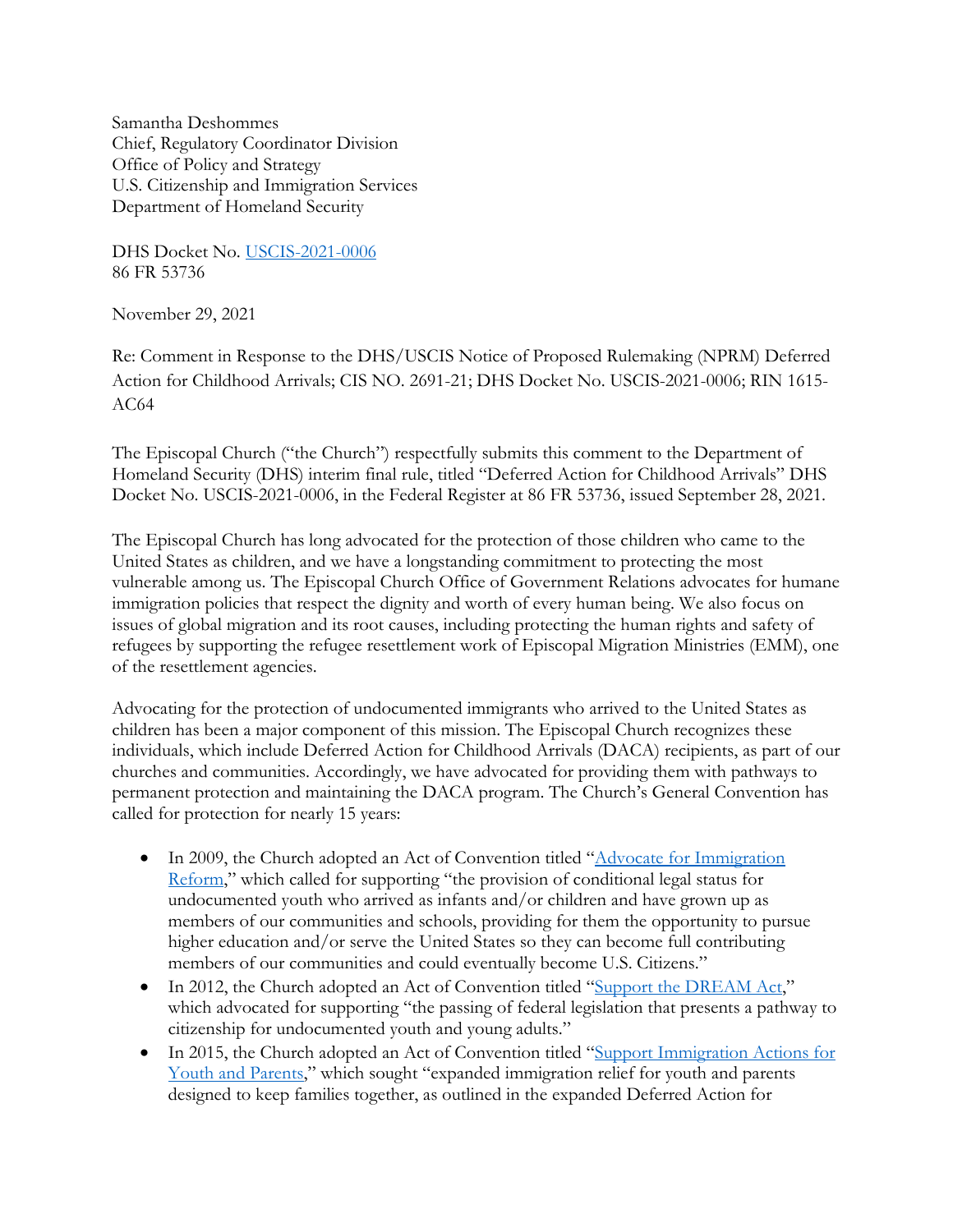Samantha Deshommes
Chief, Regulatory Coordinator Division
Office of Policy and Strategy
U.S. Citizenship and Immigration Services
Department of Homeland Security

DHS Docket No. [USCIS-2021-0006](USCIS-2021-0006)
86 FR 53736

November 29, 2021

Re: Comment in Response to the DHS/USCIS Notice of Proposed Rulemaking (NPRM) Deferred Action for Childhood Arrivals; CIS NO. 2691-21; DHS Docket No. USCIS-2021-0006; RIN 1615-AC64

The Episcopal Church ("the Church") respectfully submits this comment to the Department of Homeland Security (DHS) interim final rule, titled "Deferred Action for Childhood Arrivals" DHS Docket No. USCIS-2021-0006, in the Federal Register at 86 FR 53736, issued September 28, 2021.

The Episcopal Church has long advocated for the protection of those children who came to the United States as children, and we have a longstanding commitment to protecting the most vulnerable among us. The Episcopal Church Office of Government Relations advocates for humane immigration policies that respect the dignity and worth of every human being. We also focus on issues of global migration and its root causes, including protecting the human rights and safety of refugees by supporting the refugee resettlement work of Episcopal Migration Ministries (EMM), one of the resettlement agencies.

Advocating for the protection of undocumented immigrants who arrived to the United States as children has been a major component of this mission. The Episcopal Church recognizes these individuals, which include Deferred Action for Childhood Arrivals (DACA) recipients, as part of our churches and communities. Accordingly, we have advocated for providing them with pathways to permanent protection and maintaining the DACA program. The Church's General Convention has called for protection for nearly 15 years:

- In 2009, the Church adopted an Act of Convention titled "Advocate for Immigration Reform," which called for supporting "the provision of conditional legal status for undocumented youth who arrived as infants and/or children and have grown up as members of our communities and schools, providing for them the opportunity to pursue higher education and/or serve the United States so they can become full contributing members of our communities and could eventually become U.S. Citizens."
- In 2012, the Church adopted an Act of Convention titled "Support the DREAM Act," which advocated for supporting "the passing of federal legislation that presents a pathway to citizenship for undocumented youth and young adults."
- In 2015, the Church adopted an Act of Convention titled "Support Immigration Actions for Youth and Parents," which sought "expanded immigration relief for youth and parents designed to keep families together, as outlined in the expanded Deferred Action for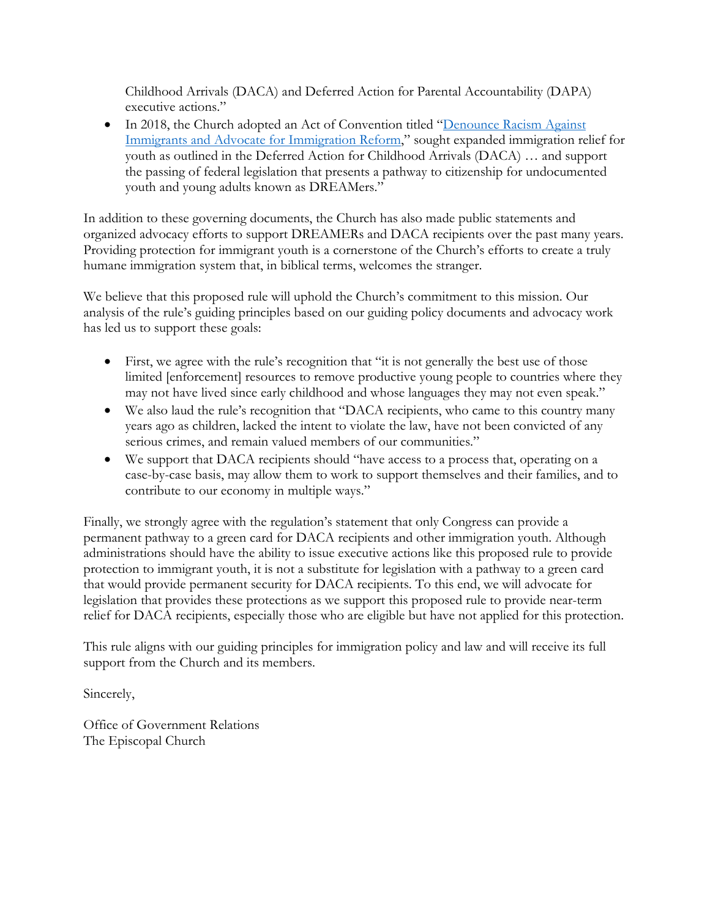Childhood Arrivals (DACA) and Deferred Action for Parental Accountability (DAPA) executive actions."

- In 2018, the Church adopted an Act of Convention titled "Denounce Racism Against Immigrants and Advocate for Immigration Reform," sought expanded immigration relief for youth as outlined in the Deferred Action for Childhood Arrivals (DACA) … and support the passing of federal legislation that presents a pathway to citizenship for undocumented youth and young adults known as DREAMers."

In addition to these governing documents, the Church has also made public statements and organized advocacy efforts to support DREAMERs and DACA recipients over the past many years. Providing protection for immigrant youth is a cornerstone of the Church's efforts to create a truly humane immigration system that, in biblical terms, welcomes the stranger.

We believe that this proposed rule will uphold the Church's commitment to this mission. Our analysis of the rule's guiding principles based on our guiding policy documents and advocacy work has led us to support these goals:

- First, we agree with the rule's recognition that "it is not generally the best use of those limited [enforcement] resources to remove productive young people to countries where they may not have lived since early childhood and whose languages they may not even speak."
- We also laud the rule's recognition that "DACA recipients, who came to this country many years ago as children, lacked the intent to violate the law, have not been convicted of any serious crimes, and remain valued members of our communities."
- We support that DACA recipients should "have access to a process that, operating on a case-by-case basis, may allow them to work to support themselves and their families, and to contribute to our economy in multiple ways."

Finally, we strongly agree with the regulation's statement that only Congress can provide a permanent pathway to a green card for DACA recipients and other immigration youth. Although administrations should have the ability to issue executive actions like this proposed rule to provide protection to immigrant youth, it is not a substitute for legislation with a pathway to a green card that would provide permanent security for DACA recipients. To this end, we will advocate for legislation that provides these protections as we support this proposed rule to provide near-term relief for DACA recipients, especially those who are eligible but have not applied for this protection.

This rule aligns with our guiding principles for immigration policy and law and will receive its full support from the Church and its members.

Sincerely,

Office of Government Relations
The Episcopal Church